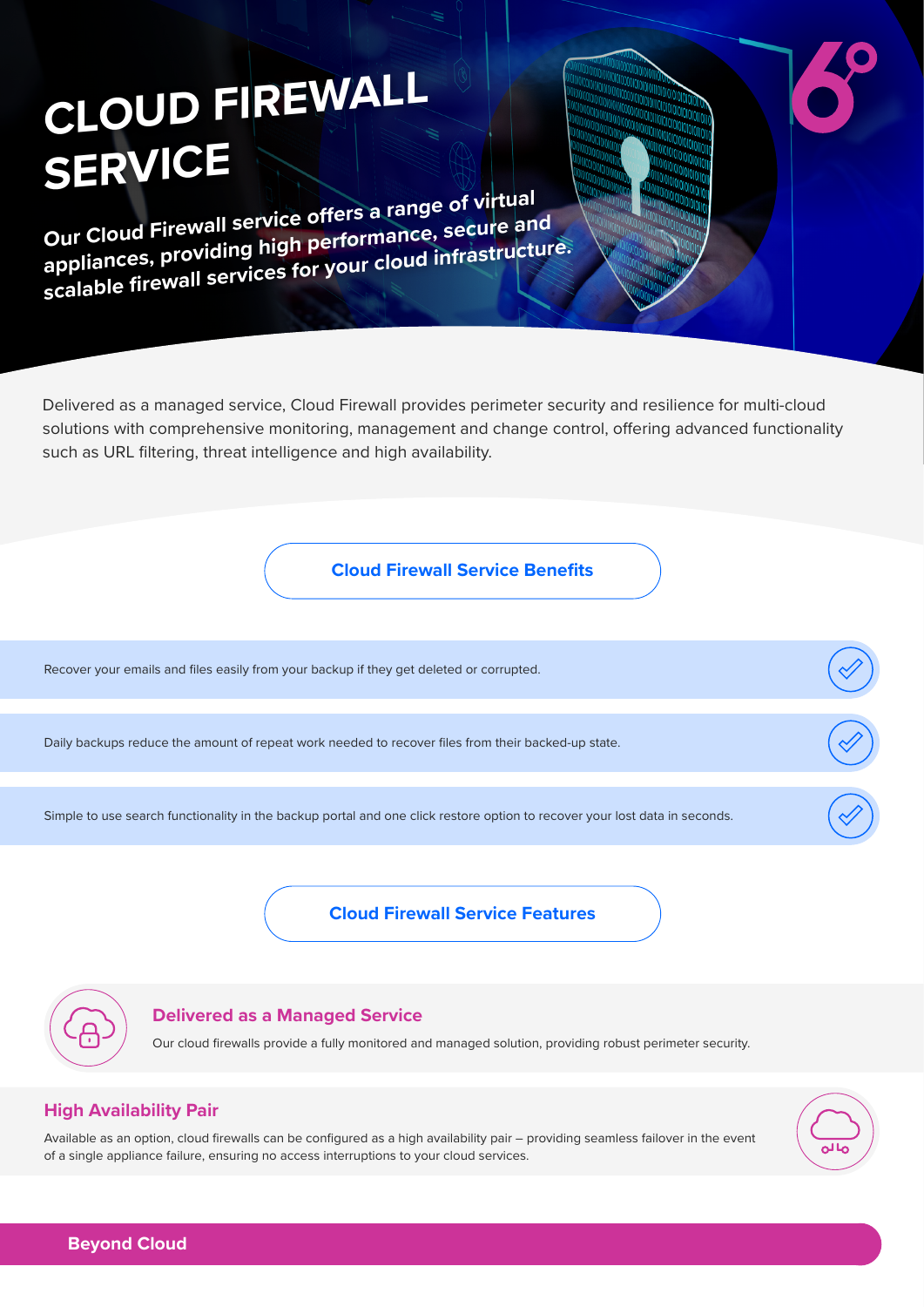# CLOUD FIREWALL SERVICE

**Our Cloud Firewall service offers a range of virtual appliances, providing high performance, secure and scalable firewall services for your cloud infrastructure.**

Delivered as a managed service, Cloud Firewall provides perimeter security and resilience for multi-cloud solutions with comprehensive monitoring, management and change control, offering advanced functionality such as URL filtering, threat intelligence and high availability.

## Cloud Firewall Service Benefits

- Recover your emails and files easily from your backup if they get deleted or corrupted.
- Daily backups reduce the amount of repeat work needed to recover files from their backed-up state.
- Simple to use search functionality in the backup portal and one click restore option to recover your lost data in seconds.

## Cloud Firewall Service Features

### Delivered as a Managed Service

Our cloud firewalls provide a fully monitored and managed solution, providing robust perimeter security.

### High Availability Pair

Available as an option, cloud firewalls can be configured as a high availability pair – providing seamless failover in the event of a single appliance failure, ensuring no access interruptions to your cloud services.

**Beyond Cloud**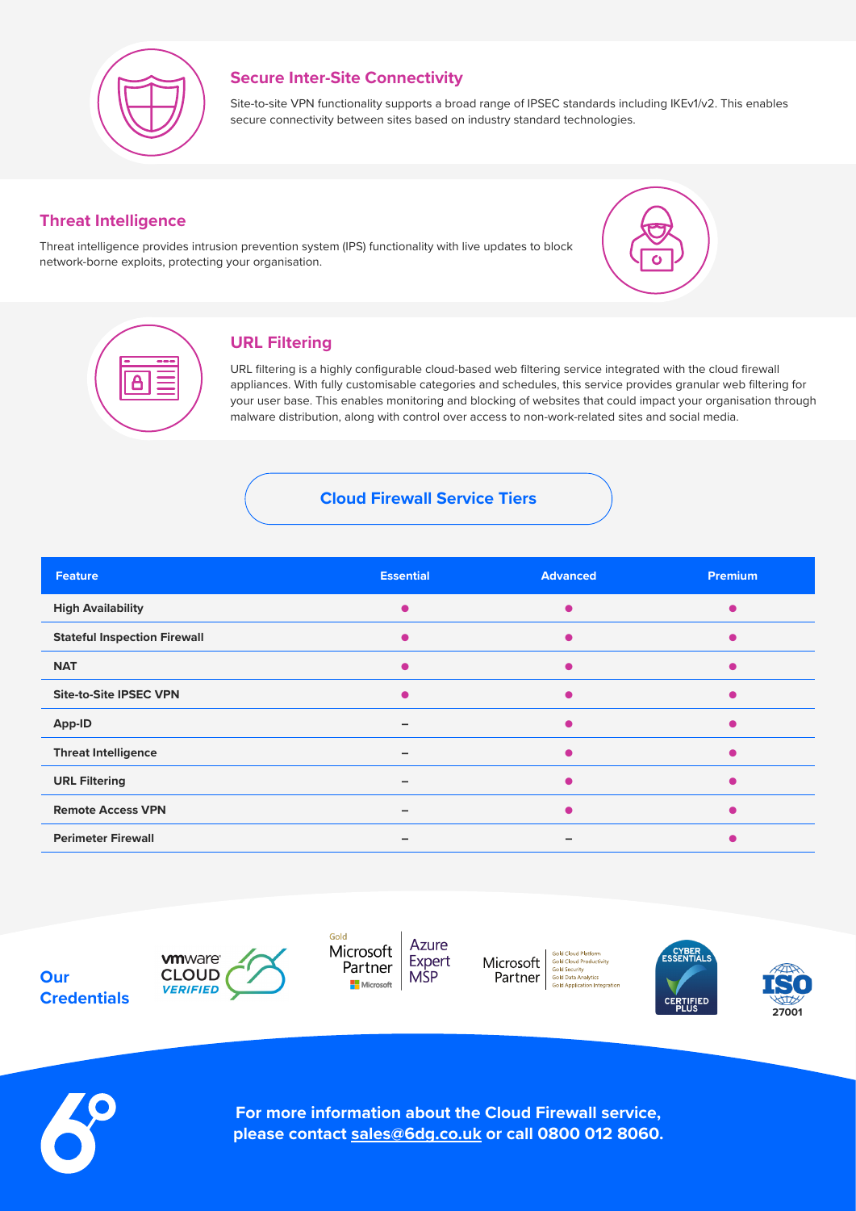## Secure Inter-Site Connectivity

Site-to-site VPN functionality supports a broad range of IPSEC standards including IKEv1/v2. This enables secure connectivity between sites based on industry standard technologies.

## Threat Intelligence

Threat intelligence provides intrusion prevention system (IPS) functionality with live updates to block network-borne exploits, protecting your organisation.

## URL Filtering

URL filtering is a highly configurable cloud-based web filtering service integrated with the cloud firewall appliances. With fully customisable categories and schedules, this service provides granular web filtering for your user base. This enables monitoring and blocking of websites that could impact your organisation through malware distribution, along with control over access to non-work-related sites and social media.

## Cloud Firewall Service Tiers

| Feature | Essential | Advanced | Premium |
|---|---|---|---|
| **High Availability** | ● | ● | ● |
| **Stateful Inspection Firewall** | ● | ● | ● |
| **NAT** | ● | ● | ● |
| **Site-to-Site IPSEC VPN** | ● | ● | ● |
| **App-ID** | – | ● | ● |
| **Threat Intelligence** | – | ● | ● |
| **URL Filtering** | – | ● | ● |
| **Remote Access VPN** | – | ● | ● |
| **Perimeter Firewall** | – | – | ● |

**Our Credentials**

vmware CLOUD VERIFIED

Gold Microsoft Partner | Azure Expert MSP

Microsoft Partner
Gold Cloud Platform
Gold Cloud Productivity
Gold Security
Gold Data Analytics
Gold Application Integration

CYBER ESSENTIALS CERTIFIED PLUS

ISO 27001

**For more information about the Cloud Firewall service, please contact sales@6dg.co.uk or call 0800 012 8060.**